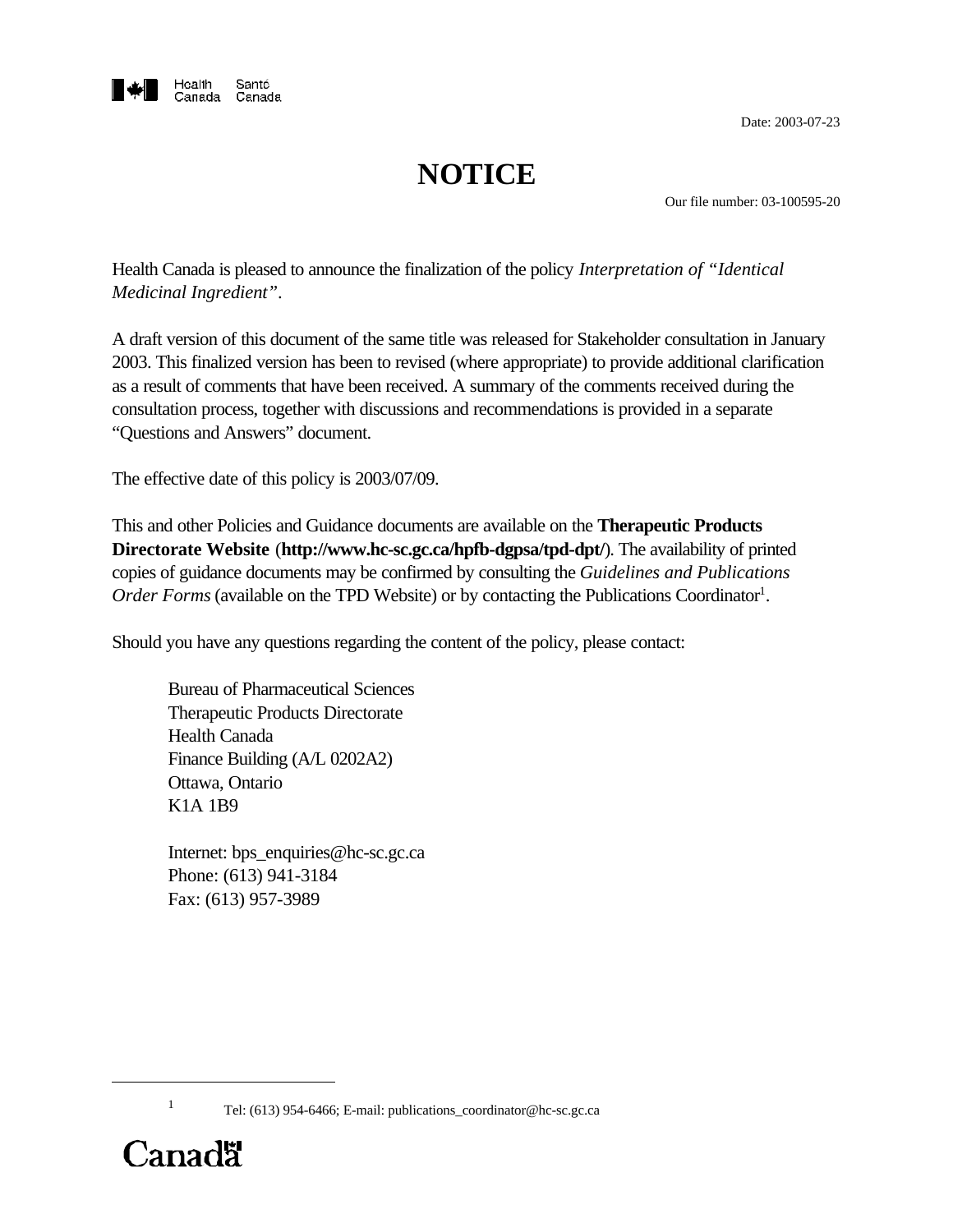Health Canada Santé Canada

Date: 2003-07-23

# NOTICE

Our file number: 03-100595-20

Health Canada is pleased to announce the finalization of the policy *Interpretation of "Identical Medicinal Ingredient"*.

A draft version of this document of the same title was released for Stakeholder consultation in January 2003. This finalized version has been to revised (where appropriate) to provide additional clarification as a result of comments that have been received. A summary of the comments received during the consultation process, together with discussions and recommendations is provided in a separate "Questions and Answers" document.

The effective date of this policy is 2003/07/09.

This and other Policies and Guidance documents are available on the **Therapeutic Products Directorate Website** (**http://www.hc-sc.gc.ca/hpfb-dgpsa/tpd-dpt/**). The availability of printed copies of guidance documents may be confirmed by consulting the *Guidelines and Publications Order Forms* (available on the TPD Website) or by contacting the Publications Coordinator[1].

Should you have any questions regarding the content of the policy, please contact:

Bureau of Pharmaceutical Sciences
Therapeutic Products Directorate
Health Canada
Finance Building (A/L 0202A2)
Ottawa, Ontario
K1A 1B9

Internet: bps_enquiries@hc-sc.gc.ca
Phone: (613) 941-3184
Fax: (613) 957-3989

---

[1] Tel: (613) 954-6466; E-mail: publications_coordinator@hc-sc.gc.ca

Canada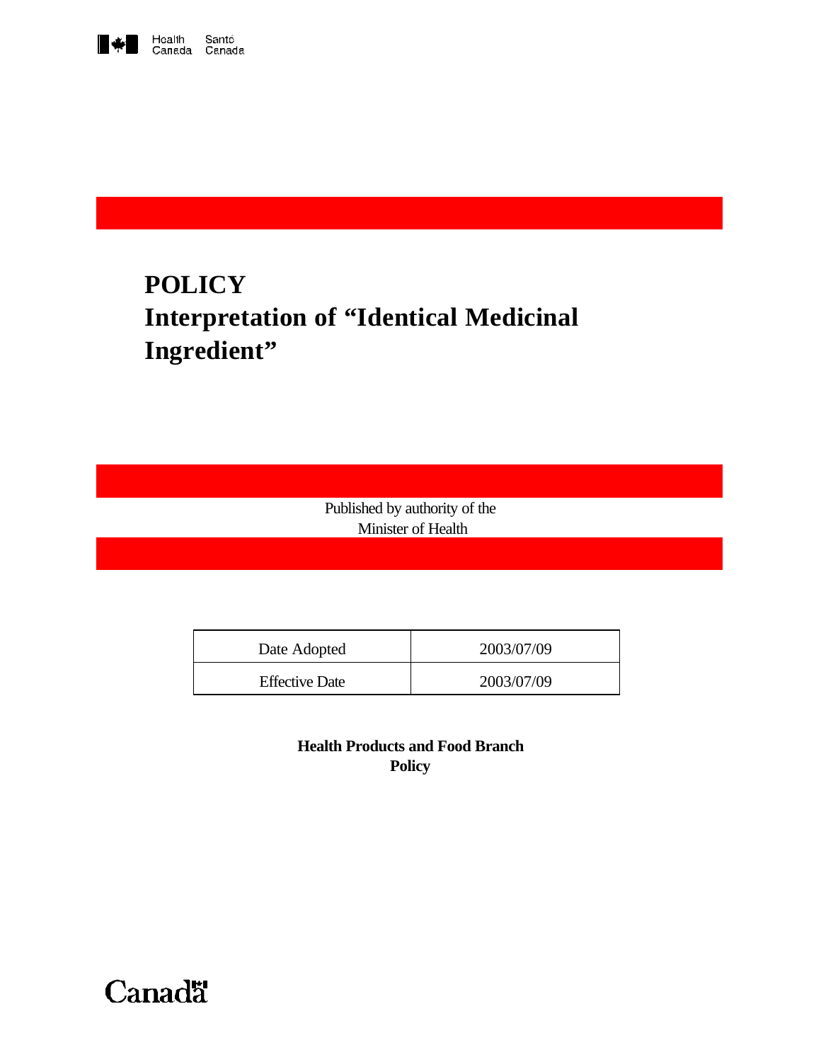Health Canada    Santé Canada

# POLICY
# Interpretation of "Identical Medicinal Ingredient"

Published by authority of the
Minister of Health

| Date Adopted | 2003/07/09 |
| --- | --- |
| Effective Date | 2003/07/09 |

**Health Products and Food Branch**
**Policy**

Canada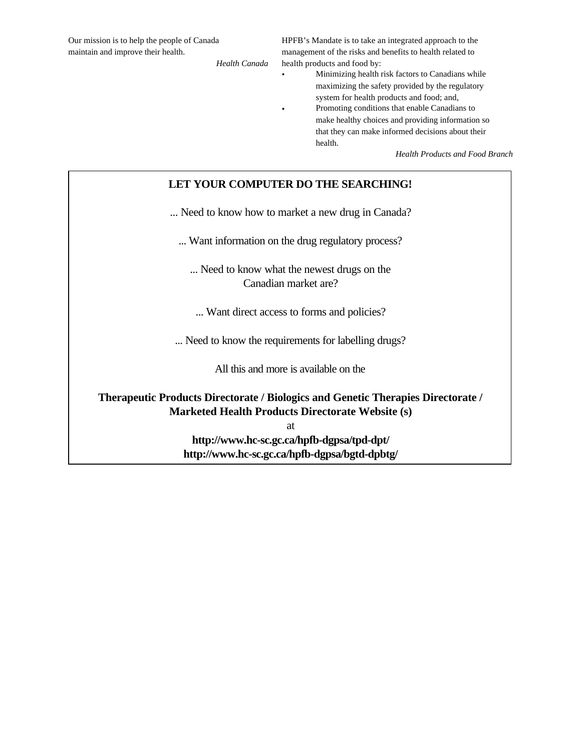Our mission is to help the people of Canada maintain and improve their health.

*Health Canada*

HPFB's Mandate is to take an integrated approach to the management of the risks and benefits to health related to health products and food by:

- Minimizing health risk factors to Canadians while maximizing the safety provided by the regulatory system for health products and food; and,
- Promoting conditions that enable Canadians to make healthy choices and providing information so that they can make informed decisions about their health.

*Health Products and Food Branch*

**LET YOUR COMPUTER DO THE SEARCHING!**

... Need to know how to market a new drug in Canada?

... Want information on the drug regulatory process?

... Need to know what the newest drugs on the Canadian market are?

... Want direct access to forms and policies?

... Need to know the requirements for labelling drugs?

All this and more is available on the

**Therapeutic Products Directorate / Biologics and Genetic Therapies Directorate / Marketed Health Products Directorate Website (s)**

at

**http://www.hc-sc.gc.ca/hpfb-dgpsa/tpd-dpt/**
**http://www.hc-sc.gc.ca/hpfb-dgpsa/bgtd-dpbtg/**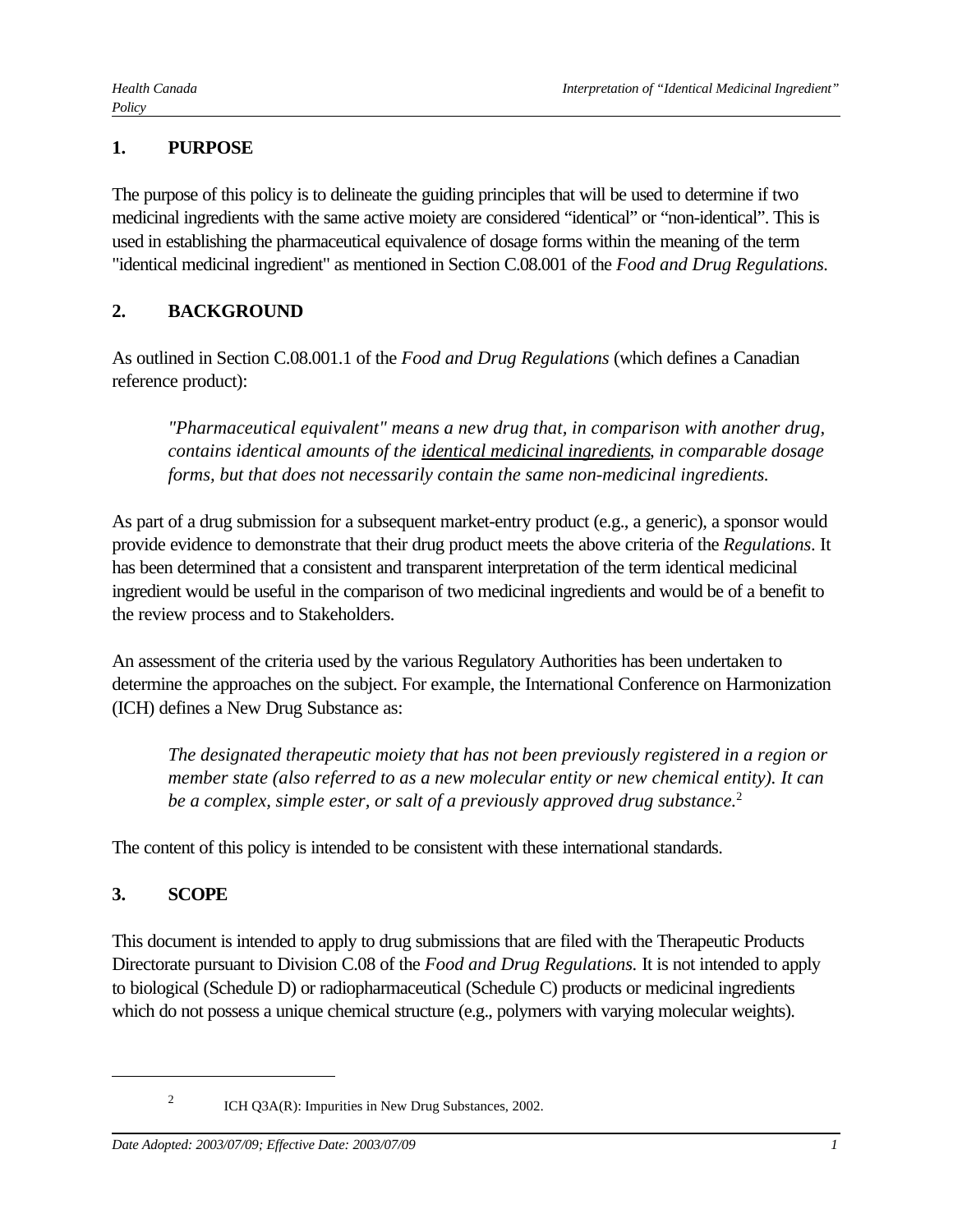## 1. PURPOSE

The purpose of this policy is to delineate the guiding principles that will be used to determine if two medicinal ingredients with the same active moiety are considered "identical" or "non-identical". This is used in establishing the pharmaceutical equivalence of dosage forms within the meaning of the term "identical medicinal ingredient" as mentioned in Section C.08.001 of the *Food and Drug Regulations.*

## 2. BACKGROUND

As outlined in Section C.08.001.1 of the *Food and Drug Regulations* (which defines a Canadian reference product):

> *"Pharmaceutical equivalent" means a new drug that, in comparison with another drug, contains identical amounts of the <u>identical medicinal ingredients</u>, in comparable dosage forms, but that does not necessarily contain the same non-medicinal ingredients.*

As part of a drug submission for a subsequent market-entry product (e.g., a generic), a sponsor would provide evidence to demonstrate that their drug product meets the above criteria of the *Regulations*. It has been determined that a consistent and transparent interpretation of the term identical medicinal ingredient would be useful in the comparison of two medicinal ingredients and would be of a benefit to the review process and to Stakeholders.

An assessment of the criteria used by the various Regulatory Authorities has been undertaken to determine the approaches on the subject. For example, the International Conference on Harmonization (ICH) defines a New Drug Substance as:

> *The designated therapeutic moiety that has not been previously registered in a region or member state (also referred to as a new molecular entity or new chemical entity). It can be a complex, simple ester, or salt of a previously approved drug substance.*[2]

The content of this policy is intended to be consistent with these international standards.

## 3. SCOPE

This document is intended to apply to drug submissions that are filed with the Therapeutic Products Directorate pursuant to Division C.08 of the *Food and Drug Regulations.* It is not intended to apply to biological (Schedule D) or radiopharmaceutical (Schedule C) products or medicinal ingredients which do not possess a unique chemical structure (e.g., polymers with varying molecular weights).

---

[2] ICH Q3A(R): Impurities in New Drug Substances, 2002.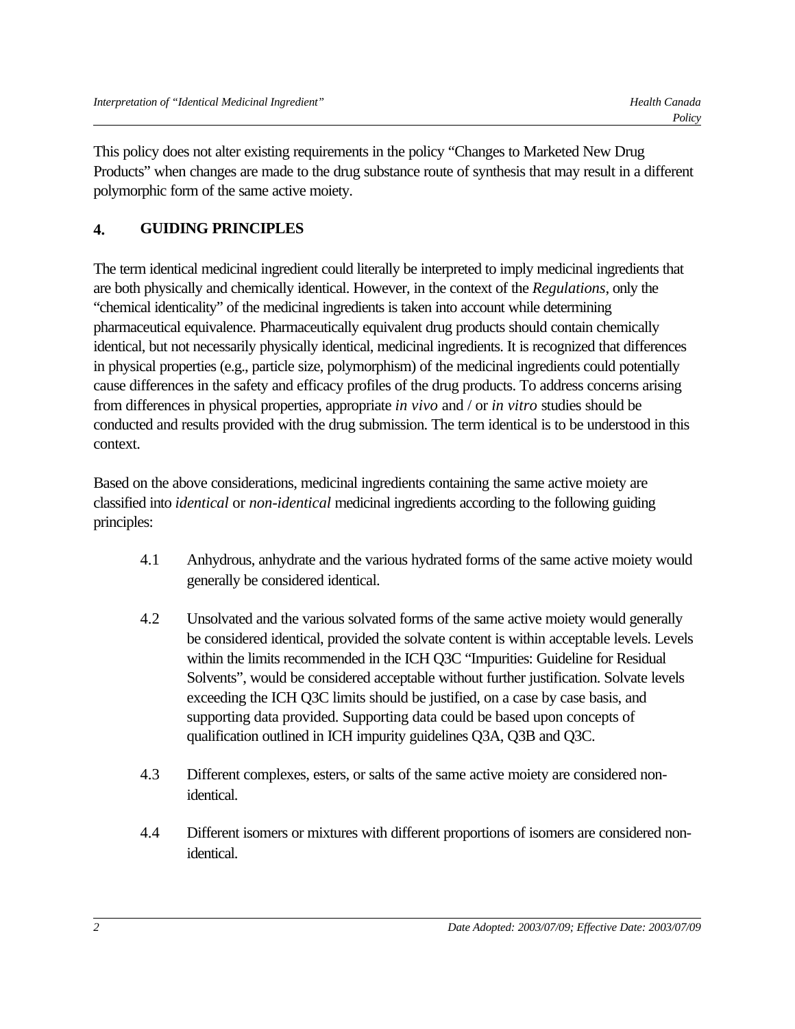This policy does not alter existing requirements in the policy "Changes to Marketed New Drug Products" when changes are made to the drug substance route of synthesis that may result in a different polymorphic form of the same active moiety.

## 4. GUIDING PRINCIPLES

The term identical medicinal ingredient could literally be interpreted to imply medicinal ingredients that are both physically and chemically identical. However, in the context of the *Regulations*, only the "chemical identicality" of the medicinal ingredients is taken into account while determining pharmaceutical equivalence. Pharmaceutically equivalent drug products should contain chemically identical, but not necessarily physically identical, medicinal ingredients. It is recognized that differences in physical properties (e.g., particle size, polymorphism) of the medicinal ingredients could potentially cause differences in the safety and efficacy profiles of the drug products. To address concerns arising from differences in physical properties, appropriate *in vivo* and / or *in vitro* studies should be conducted and results provided with the drug submission. The term identical is to be understood in this context.

Based on the above considerations, medicinal ingredients containing the same active moiety are classified into *identical* or *non-identical* medicinal ingredients according to the following guiding principles:

4.1 Anhydrous, anhydrate and the various hydrated forms of the same active moiety would generally be considered identical.

4.2 Unsolvated and the various solvated forms of the same active moiety would generally be considered identical, provided the solvate content is within acceptable levels. Levels within the limits recommended in the ICH Q3C "Impurities: Guideline for Residual Solvents", would be considered acceptable without further justification. Solvate levels exceeding the ICH Q3C limits should be justified, on a case by case basis, and supporting data provided. Supporting data could be based upon concepts of qualification outlined in ICH impurity guidelines Q3A, Q3B and Q3C.

4.3 Different complexes, esters, or salts of the same active moiety are considered non-identical.

4.4 Different isomers or mixtures with different proportions of isomers are considered non-identical.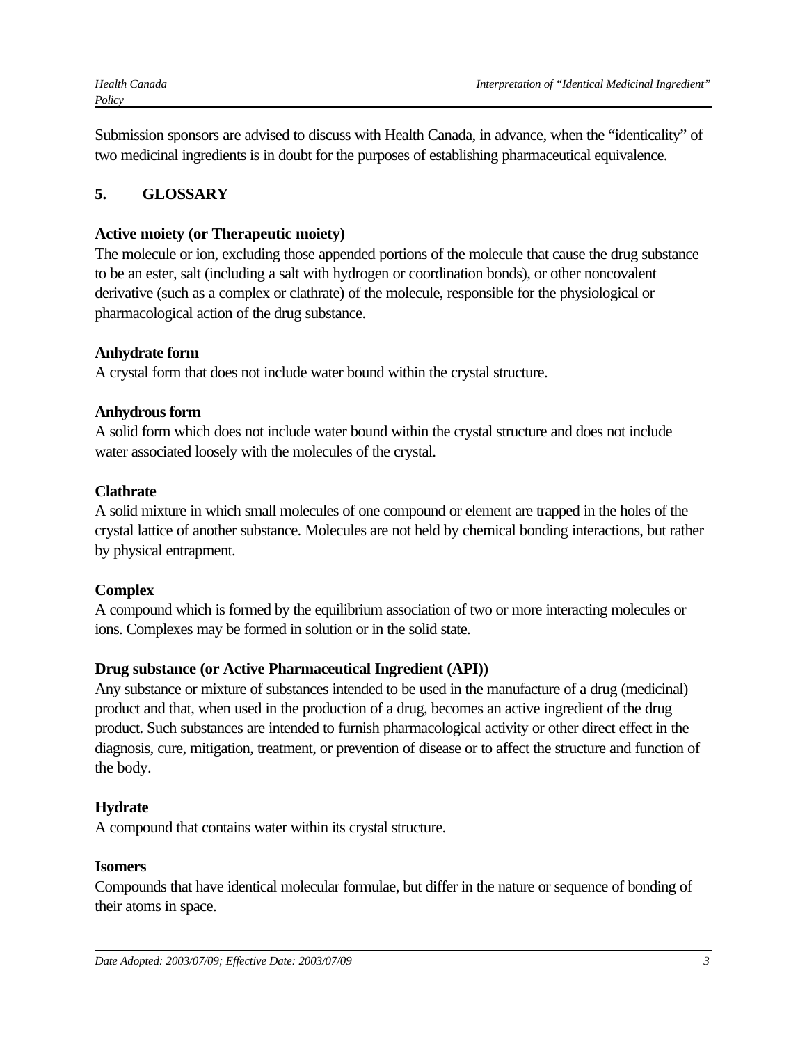Submission sponsors are advised to discuss with Health Canada, in advance, when the "identicality" of two medicinal ingredients is in doubt for the purposes of establishing pharmaceutical equivalence.

## 5. GLOSSARY

**Active moiety (or Therapeutic moiety)**
The molecule or ion, excluding those appended portions of the molecule that cause the drug substance to be an ester, salt (including a salt with hydrogen or coordination bonds), or other noncovalent derivative (such as a complex or clathrate) of the molecule, responsible for the physiological or pharmacological action of the drug substance.

**Anhydrate form**
A crystal form that does not include water bound within the crystal structure.

**Anhydrous form**
A solid form which does not include water bound within the crystal structure and does not include water associated loosely with the molecules of the crystal.

**Clathrate**
A solid mixture in which small molecules of one compound or element are trapped in the holes of the crystal lattice of another substance. Molecules are not held by chemical bonding interactions, but rather by physical entrapment.

**Complex**
A compound which is formed by the equilibrium association of two or more interacting molecules or ions. Complexes may be formed in solution or in the solid state.

**Drug substance (or Active Pharmaceutical Ingredient (API))**
Any substance or mixture of substances intended to be used in the manufacture of a drug (medicinal) product and that, when used in the production of a drug, becomes an active ingredient of the drug product. Such substances are intended to furnish pharmacological activity or other direct effect in the diagnosis, cure, mitigation, treatment, or prevention of disease or to affect the structure and function of the body.

**Hydrate**
A compound that contains water within its crystal structure.

**Isomers**
Compounds that have identical molecular formulae, but differ in the nature or sequence of bonding of their atoms in space.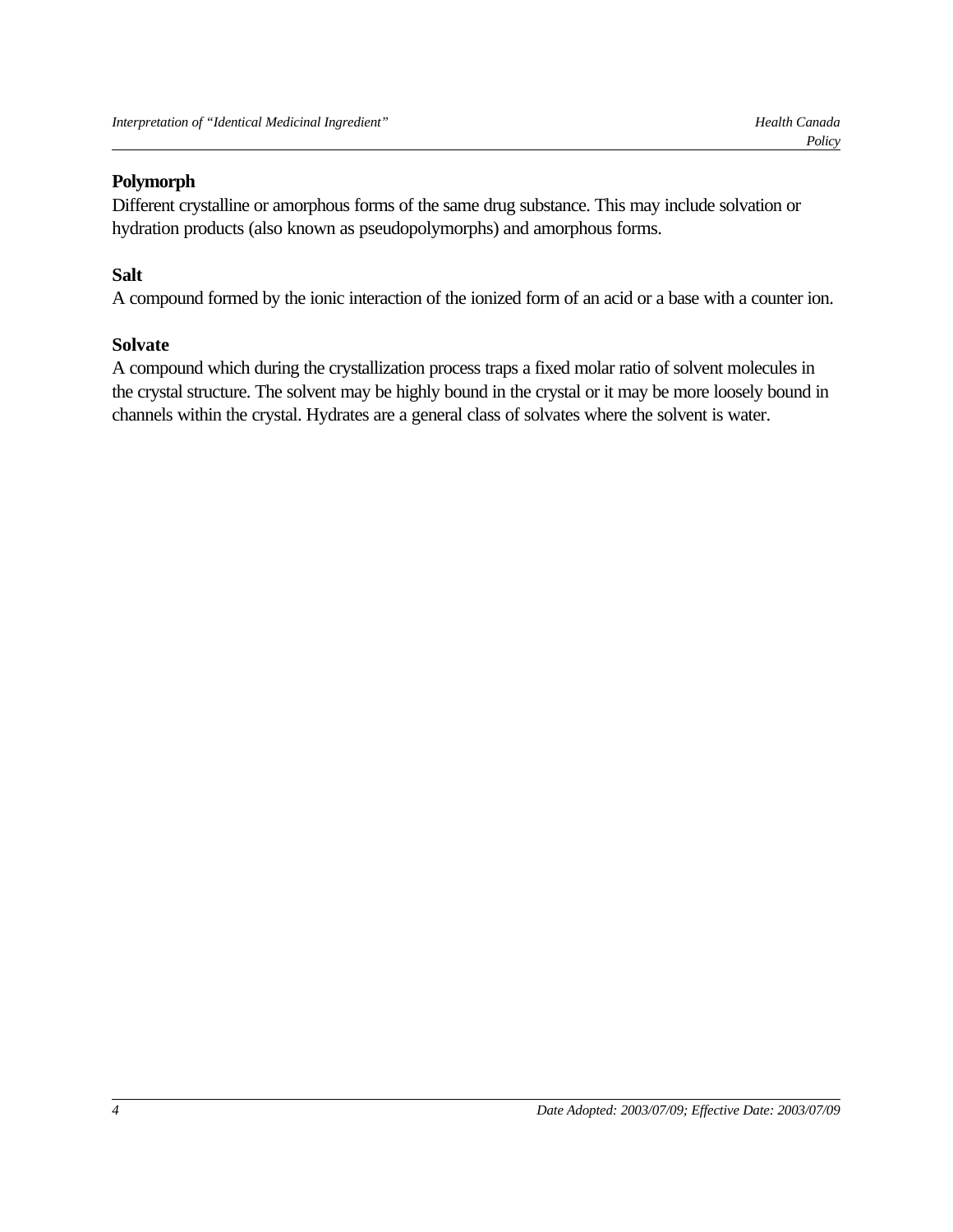**Polymorph**

Different crystalline or amorphous forms of the same drug substance. This may include solvation or hydration products (also known as pseudopolymorphs) and amorphous forms.

**Salt**

A compound formed by the ionic interaction of the ionized form of an acid or a base with a counter ion.

**Solvate**

A compound which during the crystallization process traps a fixed molar ratio of solvent molecules in the crystal structure. The solvent may be highly bound in the crystal or it may be more loosely bound in channels within the crystal. Hydrates are a general class of solvates where the solvent is water.